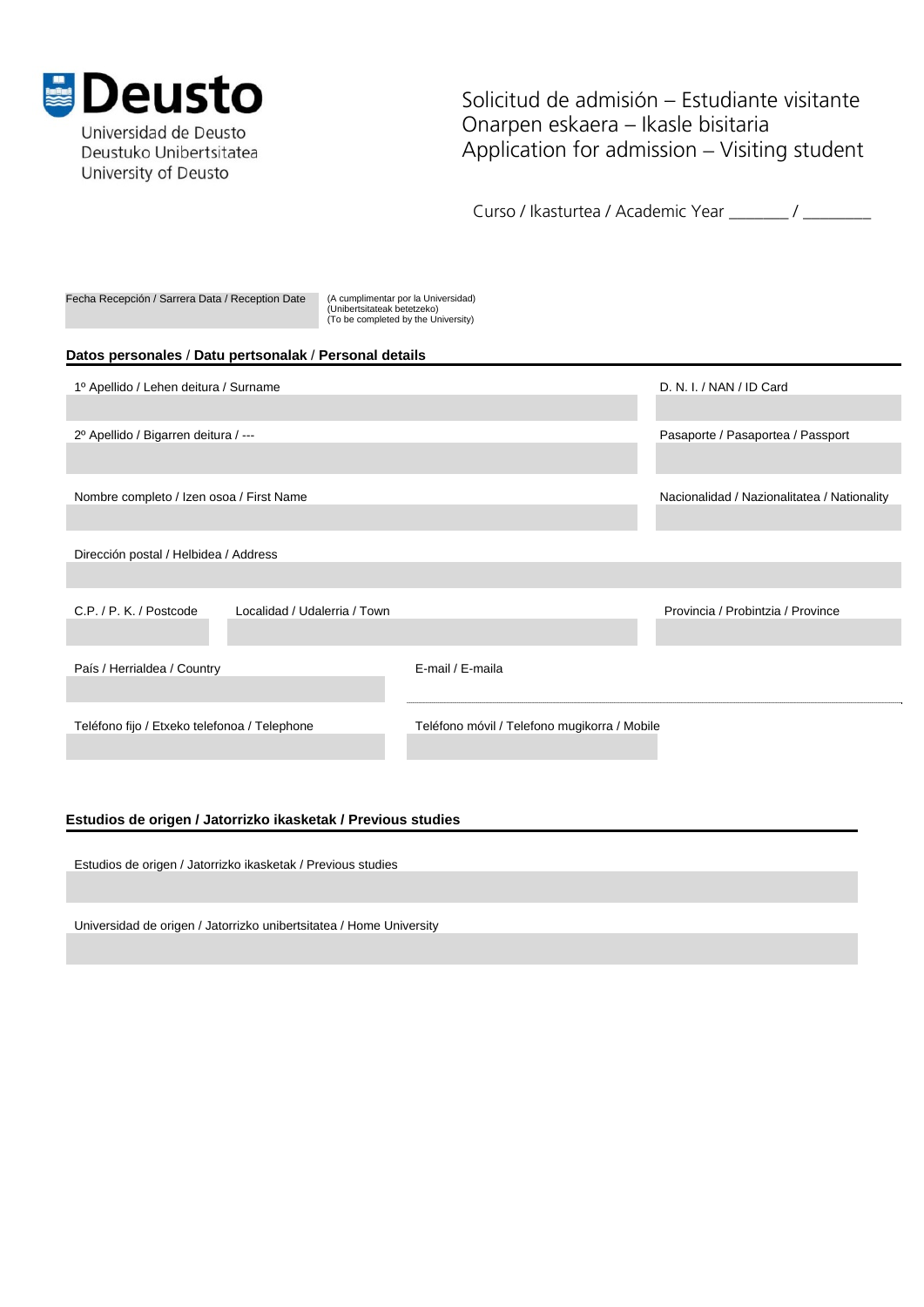Deusto

Universidad de Deusto
Deustuko Unibertsitatea
University of Deusto

# Solicitud de admisión – Estudiante visitante
# Onarpen eskaera – Ikasle bisitaria
# Application for admission – Visiting student

Curso / Ikasturtea / Academic Year _______ / ________

Fecha Recepción / Sarrera Data / Reception Date

(A cumplimentar por la Universidad)
(Unibertsitateak betetzeko)
(To be completed by the University)

## Datos personales / Datu pertsonalak / Personal details

1º Apellido / Lehen deitura / Surname

D. N. I. / NAN / ID Card

2º Apellido / Bigarren deitura / ---

Pasaporte / Pasaportea / Passport

Nombre completo / Izen osoa / First Name

Nacionalidad / Nazionalitatea / Nationality

Dirección postal / Helbidea / Address

C.P. / P. K. / Postcode

Localidad / Udalerria / Town

Provincia / Probintzia / Province

País / Herrialdea / Country

E-mail / E-maila

Teléfono fijo / Etxeko telefonoa / Telephone

Teléfono móvil / Telefono mugikorra / Mobile

## Estudios de origen / Jatorrizko ikasketak / Previous studies

Estudios de origen / Jatorrizko ikasketak / Previous studies

Universidad de origen / Jatorrizko unibertsitatea / Home University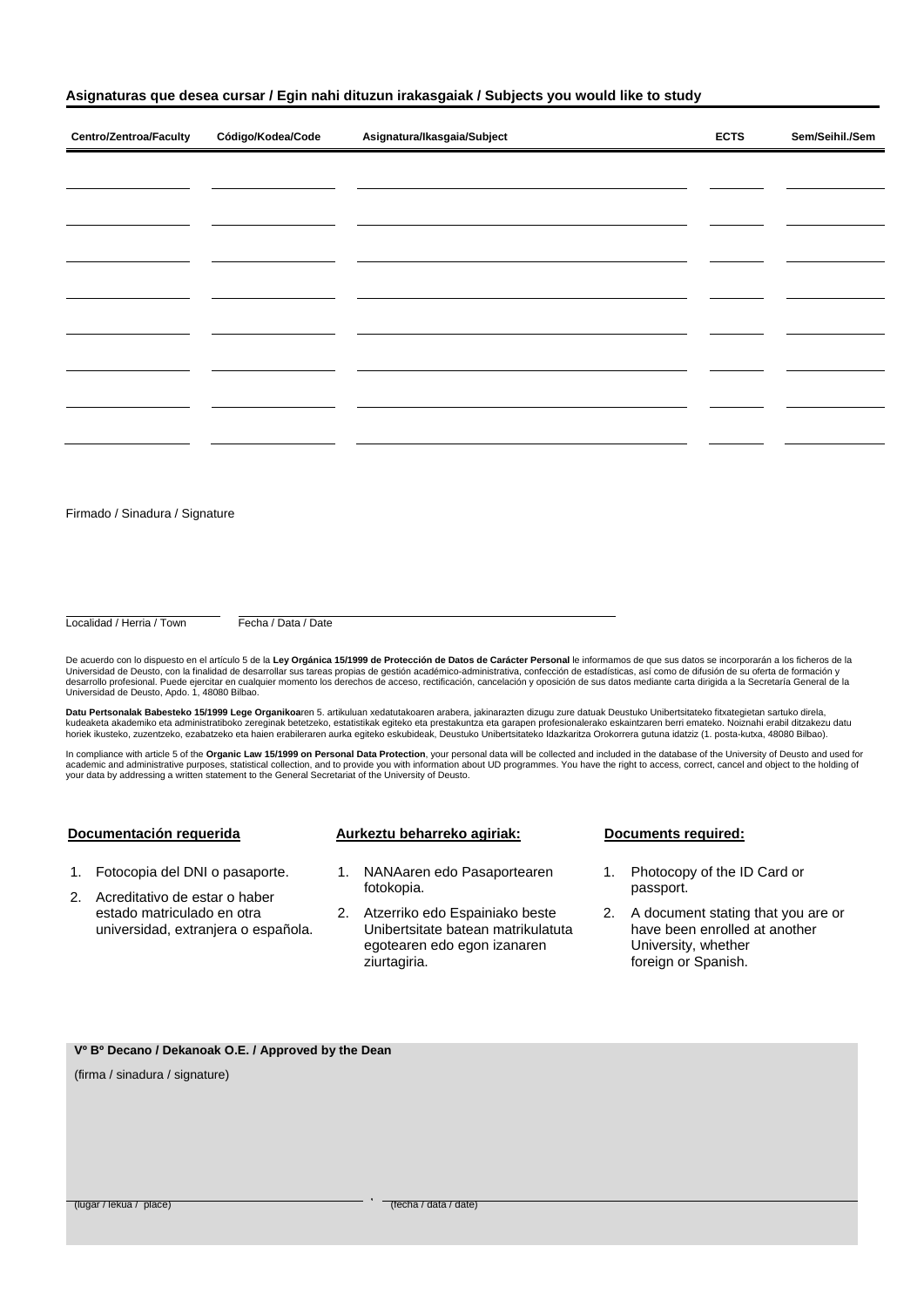**Asignaturas que desea cursar / Egin nahi dituzun irakasgaiak / Subjects you would like to study**

| Centro/Zentroa/Faculty | Código/Kodea/Code | Asignatura/Ikasgaia/Subject | ECTS | Sem/Seihil./Sem |
|---|---|---|---|---|
| | | | | |
| | | | | |
| | | | | |
| | | | | |
| | | | | |
| | | | | |
| | | | | |
| | | | | |

Firmado / Sinadura / Signature

Localidad / Herria / Town  Fecha / Data / Date

De acuerdo con lo dispuesto en el artículo 5 de la **Ley Orgánica 15/1999 de Protección de Datos de Carácter Personal** le informamos de que sus datos se incorporarán a los ficheros de la Universidad de Deusto, con la finalidad de desarrollar sus tareas propias de gestión académico-administrativa, confección de estadísticas, así como de difusión de su oferta de formación y desarrollo profesional. Puede ejercitar en cualquier momento los derechos de acceso, rectificación, cancelación y oposición de sus datos mediante carta dirigida a la Secretaría General de la Universidad de Deusto, Apdo. 1, 48080 Bilbao.

**Datu Pertsonalak Babesteko 15/1999 Lege Organikoa**ren 5. artikuluan xedatutakoaren arabera, jakinarazten dizugu zure datuak Deustuko Unibertsitateko fitxategietan sartuko direla, kudeaketa akademiko eta administratiboko zereginak betetzeko, estatistikak egiteko eta prestakuntza eta garapen profesionalerako eskaintzaren berri emateko. Noiznahi erabil ditzakezu datu horiek ikusteko, zuzentzeko, ezabatzeko eta haien erabileraren aurka egiteko eskubideak, Deustuko Unibertsitateko Idazkaritza Orokorrera gutuna idatziz (1. posta-kutxa, 48080 Bilbao).

In compliance with article 5 of the **Organic Law 15/1999 on Personal Data Protection**, your personal data will be collected and included in the database of the University of Deusto and used for academic and administrative purposes, statistical collection, and to provide you with information about UD programmes. You have the right to access, correct, cancel and object to the holding of your data by addressing a written statement to the General Secretariat of the University of Deusto.

**Documentación requerida**

1. Fotocopia del DNI o pasaporte.
2. Acreditativo de estar o haber estado matriculado en otra universidad, extranjera o española.

**Aurkeztu beharreko agiriak:**

1. NANAaren edo Pasaportearen fotokopia.
2. Atzerriko edo Espainiako beste Unibertsitate batean matrikulatuta egotearen edo egon izanaren ziurtagiria.

**Documents required:**

1. Photocopy of the ID Card or passport.
2. A document stating that you are or have been enrolled at another University, whether foreign or Spanish.

**Vº Bº Decano / Dekanoak O.E. / Approved by the Dean**

(firma / sinadura / signature)

(lugar / lekua / place) , (fecha / data / date)